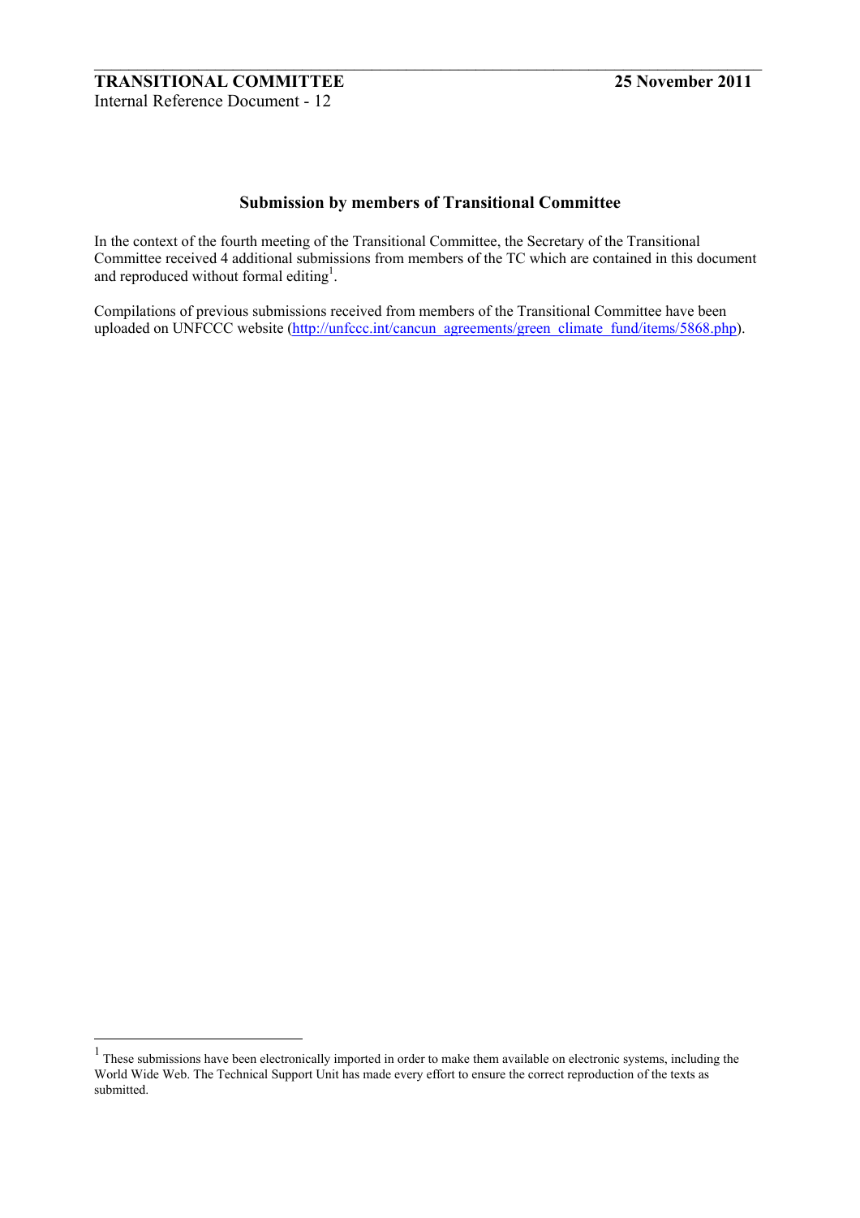**TRANSITIONAL COMMITTEE** **25 November 2011**
Internal Reference Document - 12

## Submission by members of Transitional Committee

In the context of the fourth meeting of the Transitional Committee, the Secretary of the Transitional Committee received 4 additional submissions from members of the TC which are contained in this document and reproduced without formal editing[1].

Compilations of previous submissions received from members of the Transitional Committee have been uploaded on UNFCCC website (http://unfccc.int/cancun_agreements/green_climate_fund/items/5868.php).

---

[1] These submissions have been electronically imported in order to make them available on electronic systems, including the World Wide Web. The Technical Support Unit has made every effort to ensure the correct reproduction of the texts as submitted.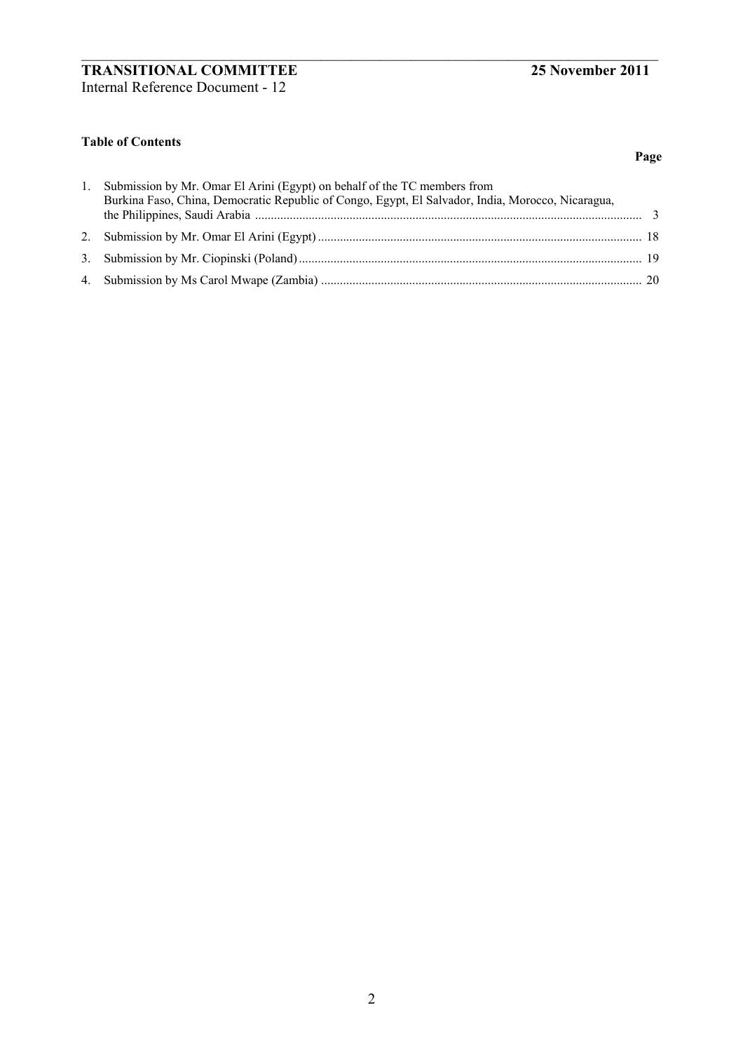**TRANSITIONAL COMMITTEE** **25 November 2011**

Internal Reference Document - 12

**Table of Contents**

| | | Page |
|---|---|---|
| 1. | Submission by Mr. Omar El Arini (Egypt) on behalf of the TC members from Burkina Faso, China, Democratic Republic of Congo, Egypt, El Salvador, India, Morocco, Nicaragua, the Philippines, Saudi Arabia | 3 |
| 2. | Submission by Mr. Omar El Arini (Egypt) | 18 |
| 3. | Submission by Mr. Ciopinski (Poland) | 19 |
| 4. | Submission by Ms Carol Mwape (Zambia) | 20 |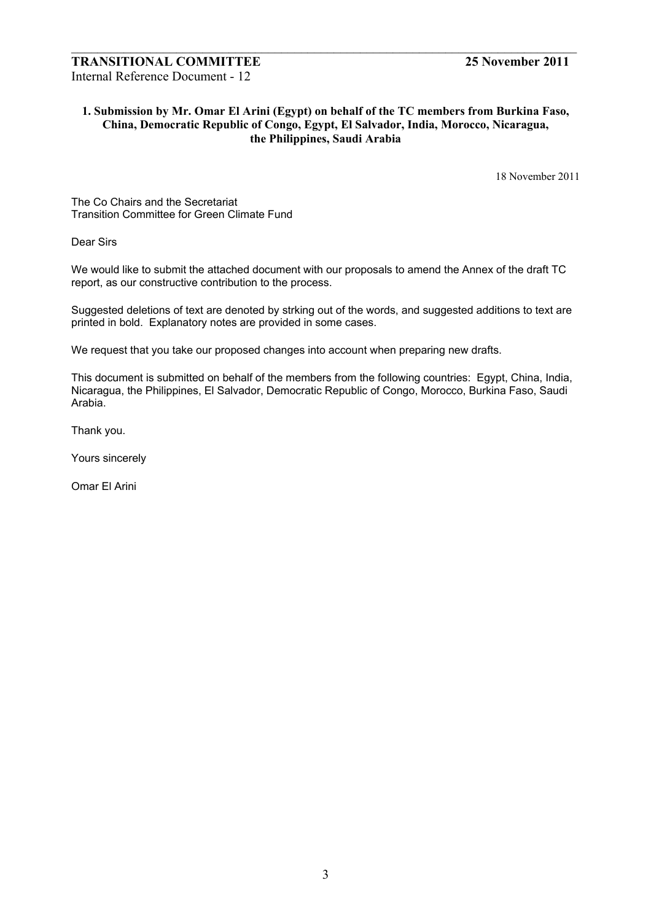**TRANSITIONAL COMMITTEE** **25 November 2011**

Internal Reference Document - 12

### 1. Submission by Mr. Omar El Arini (Egypt) on behalf of the TC members from Burkina Faso, China, Democratic Republic of Congo, Egypt, El Salvador, India, Morocco, Nicaragua, the Philippines, Saudi Arabia

18 November 2011

The Co Chairs and the Secretariat
Transition Committee for Green Climate Fund

Dear Sirs

We would like to submit the attached document with our proposals to amend the Annex of the draft TC report, as our constructive contribution to the process.

Suggested deletions of text are denoted by strking out of the words, and suggested additions to text are printed in bold. Explanatory notes are provided in some cases.

We request that you take our proposed changes into account when preparing new drafts.

This document is submitted on behalf of the members from the following countries: Egypt, China, India, Nicaragua, the Philippines, El Salvador, Democratic Republic of Congo, Morocco, Burkina Faso, Saudi Arabia.

Thank you.

Yours sincerely

Omar El Arini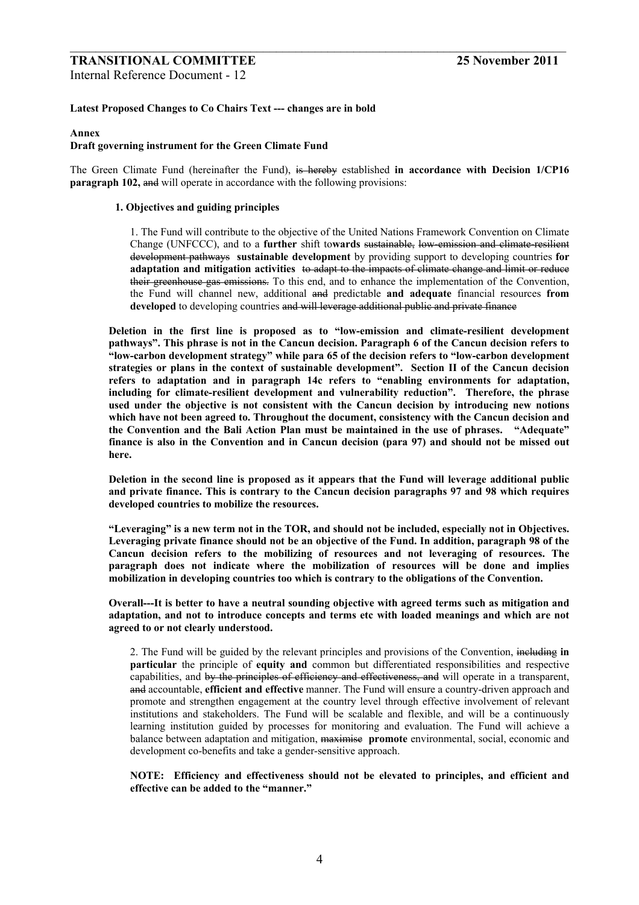**TRANSITIONAL COMMITTEE** **25 November 2011**

Internal Reference Document - 12

**Latest Proposed Changes to Co Chairs Text --- changes are in bold**

**Annex**
**Draft governing instrument for the Green Climate Fund**

The Green Climate Fund (hereinafter the Fund), ~~is hereby~~ established **in accordance with Decision 1/CP16 paragraph 102,** ~~and~~ will operate in accordance with the following provisions:

**1. Objectives and guiding principles**

> 1. The Fund will contribute to the objective of the United Nations Framework Convention on Climate Change (UNFCCC), and to a **further** shift to**wards** ~~sustainable, low-emission and climate-resilient development pathways~~ **sustainable development** by providing support to developing countries **for adaptation and mitigation activities** ~~to adapt to the impacts of climate change and limit or reduce their greenhouse gas emissions.~~ To this end, and to enhance the implementation of the Convention, the Fund will channel new, additional ~~and~~ predictable **and adequate** financial resources **from developed** to developing countries ~~and will leverage additional public and private finance~~

**Deletion in the first line is proposed as to "low-emission and climate-resilient development pathways". This phrase is not in the Cancun decision. Paragraph 6 of the Cancun decision refers to "low-carbon development strategy" while para 65 of the decision refers to "low-carbon development strategies or plans in the context of sustainable development". Section II of the Cancun decision refers to adaptation and in paragraph 14c refers to "enabling environments for adaptation, including for climate-resilient development and vulnerability reduction". Therefore, the phrase used under the objective is not consistent with the Cancun decision by introducing new notions which have not been agreed to. Throughout the document, consistency with the Cancun decision and the Convention and the Bali Action Plan must be maintained in the use of phrases. "Adequate" finance is also in the Convention and in Cancun decision (para 97) and should not be missed out here.**

**Deletion in the second line is proposed as it appears that the Fund will leverage additional public and private finance. This is contrary to the Cancun decision paragraphs 97 and 98 which requires developed countries to mobilize the resources.**

**"Leveraging" is a new term not in the TOR, and should not be included, especially not in Objectives. Leveraging private finance should not be an objective of the Fund. In addition, paragraph 98 of the Cancun decision refers to the mobilizing of resources and not leveraging of resources. The paragraph does not indicate where the mobilization of resources will be done and implies mobilization in developing countries too which is contrary to the obligations of the Convention.**

**Overall---It is better to have a neutral sounding objective with agreed terms such as mitigation and adaptation, and not to introduce concepts and terms etc with loaded meanings and which are not agreed to or not clearly understood.**

> 2. The Fund will be guided by the relevant principles and provisions of the Convention, ~~including~~ **in particular** the principle of **equity and** common but differentiated responsibilities and respective capabilities, and ~~by the principles of efficiency and effectiveness, and~~ will operate in a transparent, ~~and~~ accountable, **efficient and effective** manner. The Fund will ensure a country-driven approach and promote and strengthen engagement at the country level through effective involvement of relevant institutions and stakeholders. The Fund will be scalable and flexible, and will be a continuously learning institution guided by processes for monitoring and evaluation. The Fund will achieve a balance between adaptation and mitigation, ~~maximise~~ **promote** environmental, social, economic and development co-benefits and take a gender-sensitive approach.

**NOTE: Efficiency and effectiveness should not be elevated to principles, and efficient and effective can be added to the "manner."**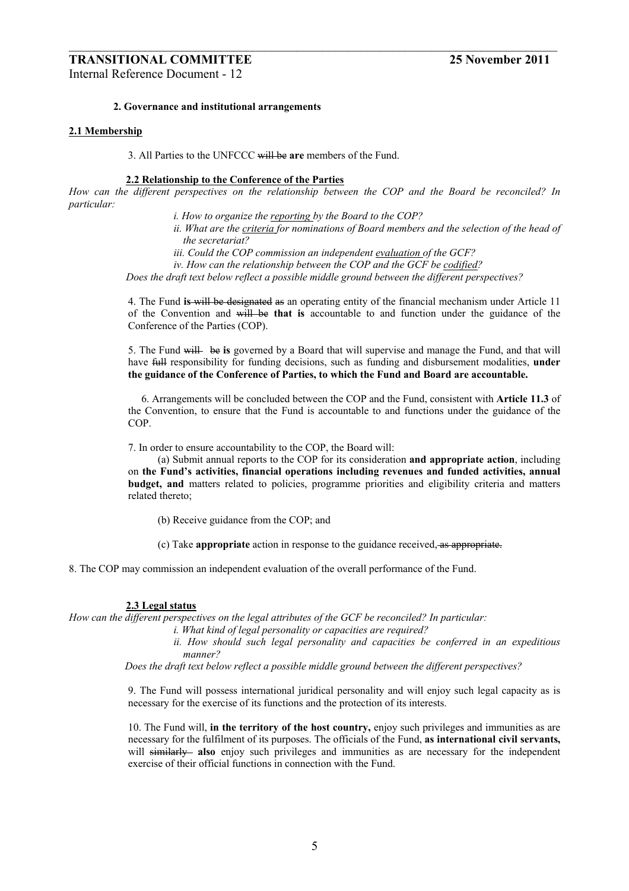**2. Governance and institutional arrangements**

**2.1 Membership**

3. All Parties to the UNFCCC ~~will be~~ **are** members of the Fund.

**2.2 Relationship to the Conference of the Parties**

*How can the different perspectives on the relationship between the COP and the Board be reconciled? In particular:*

*i. How to organize the reporting by the Board to the COP?*

*ii. What are the criteria for nominations of Board members and the selection of the head of the secretariat?*

*iii. Could the COP commission an independent evaluation of the GCF?*

*iv. How can the relationship between the COP and the GCF be codified?*

*Does the draft text below reflect a possible middle ground between the different perspectives?*

4. The Fund **is** ~~will be designated as~~ an operating entity of the financial mechanism under Article 11 of the Convention and ~~will be~~ **that is** accountable to and function under the guidance of the Conference of the Parties (COP).

5. The Fund ~~will be~~ **is** governed by a Board that will supervise and manage the Fund, and that will have ~~full~~ responsibility for funding decisions, such as funding and disbursement modalities, **under the guidance of the Conference of Parties, to which the Fund and Board are accountable.**

6. Arrangements will be concluded between the COP and the Fund, consistent with **Article 11.3** of the Convention, to ensure that the Fund is accountable to and functions under the guidance of the COP.

7. In order to ensure accountability to the COP, the Board will:

(a) Submit annual reports to the COP for its consideration **and appropriate action**, including on **the Fund's activities, financial operations including revenues and funded activities, annual budget, and** matters related to policies, programme priorities and eligibility criteria and matters related thereto;

(b) Receive guidance from the COP; and

(c) Take **appropriate** action in response to the guidance received~~, as appropriate.~~

8. The COP may commission an independent evaluation of the overall performance of the Fund.

**2.3 Legal status**

*How can the different perspectives on the legal attributes of the GCF be reconciled? In particular:*

*i. What kind of legal personality or capacities are required?*

*ii. How should such legal personality and capacities be conferred in an expeditious manner?*

*Does the draft text below reflect a possible middle ground between the different perspectives?*

9. The Fund will possess international juridical personality and will enjoy such legal capacity as is necessary for the exercise of its functions and the protection of its interests.

10. The Fund will, **in the territory of the host country,** enjoy such privileges and immunities as are necessary for the fulfilment of its purposes. The officials of the Fund, **as international civil servants,** will ~~similarly~~ **also** enjoy such privileges and immunities as are necessary for the independent exercise of their official functions in connection with the Fund.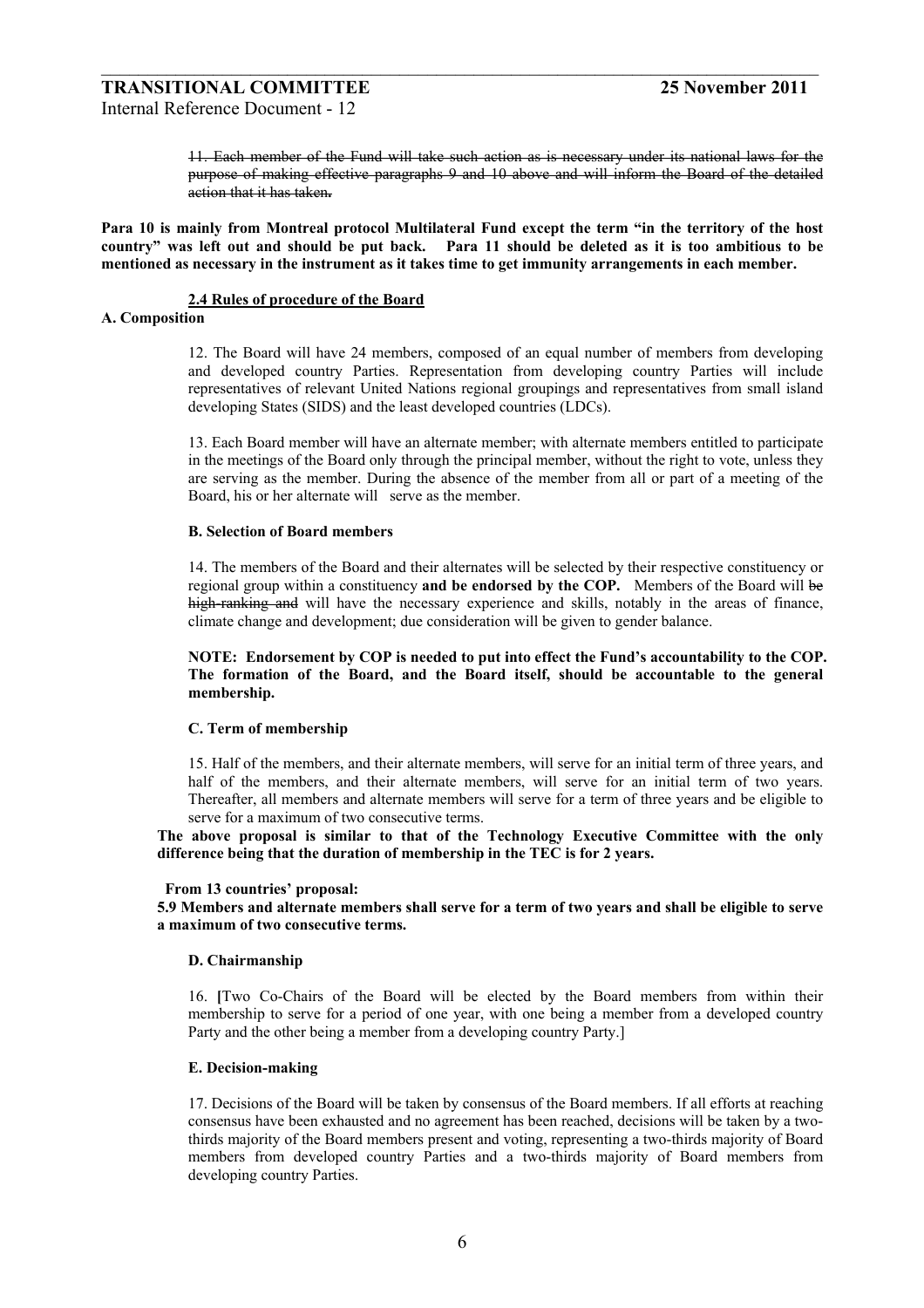~~11. Each member of the Fund will take such action as is necessary under its national laws for the purpose of making effective paragraphs 9 and 10 above and will inform the Board of the detailed action that it has taken.~~

**Para 10 is mainly from Montreal protocol Multilateral Fund except the term "in the territory of the host country" was left out and should be put back. Para 11 should be deleted as it is too ambitious to be mentioned as necessary in the instrument as it takes time to get immunity arrangements in each member.**

**2.4 Rules of procedure of the Board**

**A. Composition**

12. The Board will have 24 members, composed of an equal number of members from developing and developed country Parties. Representation from developing country Parties will include representatives of relevant United Nations regional groupings and representatives from small island developing States (SIDS) and the least developed countries (LDCs).

13. Each Board member will have an alternate member; with alternate members entitled to participate in the meetings of the Board only through the principal member, without the right to vote, unless they are serving as the member. During the absence of the member from all or part of a meeting of the Board, his or her alternate will serve as the member.

**B. Selection of Board members**

14. The members of the Board and their alternates will be selected by their respective constituency or regional group within a constituency **and be endorsed by the COP.** Members of the Board will ~~be high-ranking and~~ will have the necessary experience and skills, notably in the areas of finance, climate change and development; due consideration will be given to gender balance.

**NOTE: Endorsement by COP is needed to put into effect the Fund's accountability to the COP. The formation of the Board, and the Board itself, should be accountable to the general membership.**

**C. Term of membership**

15. Half of the members, and their alternate members, will serve for an initial term of three years, and half of the members, and their alternate members, will serve for an initial term of two years. Thereafter, all members and alternate members will serve for a term of three years and be eligible to serve for a maximum of two consecutive terms.

**The above proposal is similar to that of the Technology Executive Committee with the only difference being that the duration of membership in the TEC is for 2 years.**

**From 13 countries' proposal:**

**5.9 Members and alternate members shall serve for a term of two years and shall be eligible to serve a maximum of two consecutive terms.**

**D. Chairmanship**

16. **[**Two Co-Chairs of the Board will be elected by the Board members from within their membership to serve for a period of one year, with one being a member from a developed country Party and the other being a member from a developing country Party.]

**E. Decision-making**

17. Decisions of the Board will be taken by consensus of the Board members. If all efforts at reaching consensus have been exhausted and no agreement has been reached, decisions will be taken by a two-thirds majority of the Board members present and voting, representing a two-thirds majority of Board members from developed country Parties and a two-thirds majority of Board members from developing country Parties.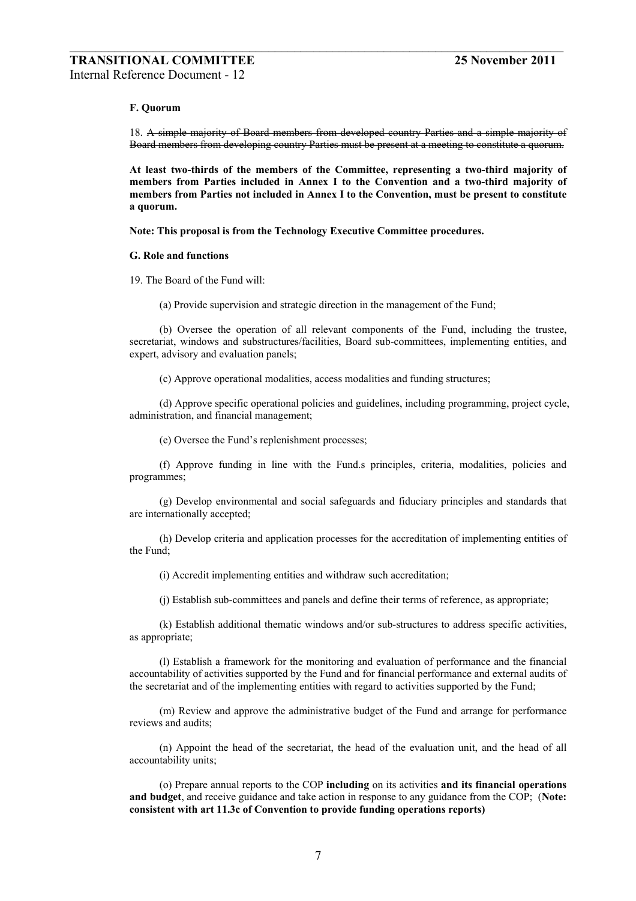### F. Quorum

18. ~~A simple majority of Board members from developed country Parties and a simple majority of Board members from developing country Parties must be present at a meeting to constitute a quorum.~~

**At least two-thirds of the members of the Committee, representing a two-third majority of members from Parties included in Annex I to the Convention and a two-third majority of members from Parties not included in Annex I to the Convention, must be present to constitute a quorum.**

**Note: This proposal is from the Technology Executive Committee procedures.**

### G. Role and functions

19. The Board of the Fund will:

(a) Provide supervision and strategic direction in the management of the Fund;

(b) Oversee the operation of all relevant components of the Fund, including the trustee, secretariat, windows and substructures/facilities, Board sub-committees, implementing entities, and expert, advisory and evaluation panels;

(c) Approve operational modalities, access modalities and funding structures;

(d) Approve specific operational policies and guidelines, including programming, project cycle, administration, and financial management;

(e) Oversee the Fund's replenishment processes;

(f) Approve funding in line with the Fund.s principles, criteria, modalities, policies and programmes;

(g) Develop environmental and social safeguards and fiduciary principles and standards that are internationally accepted;

(h) Develop criteria and application processes for the accreditation of implementing entities of the Fund;

(i) Accredit implementing entities and withdraw such accreditation;

(j) Establish sub-committees and panels and define their terms of reference, as appropriate;

(k) Establish additional thematic windows and/or sub-structures to address specific activities, as appropriate;

(l) Establish a framework for the monitoring and evaluation of performance and the financial accountability of activities supported by the Fund and for financial performance and external audits of the secretariat and of the implementing entities with regard to activities supported by the Fund;

(m) Review and approve the administrative budget of the Fund and arrange for performance reviews and audits;

(n) Appoint the head of the secretariat, the head of the evaluation unit, and the head of all accountability units;

(o) Prepare annual reports to the COP **including** on its activities **and its financial operations and budget**, and receive guidance and take action in response to any guidance from the COP; (**Note: consistent with art 11.3c of Convention to provide funding operations reports)**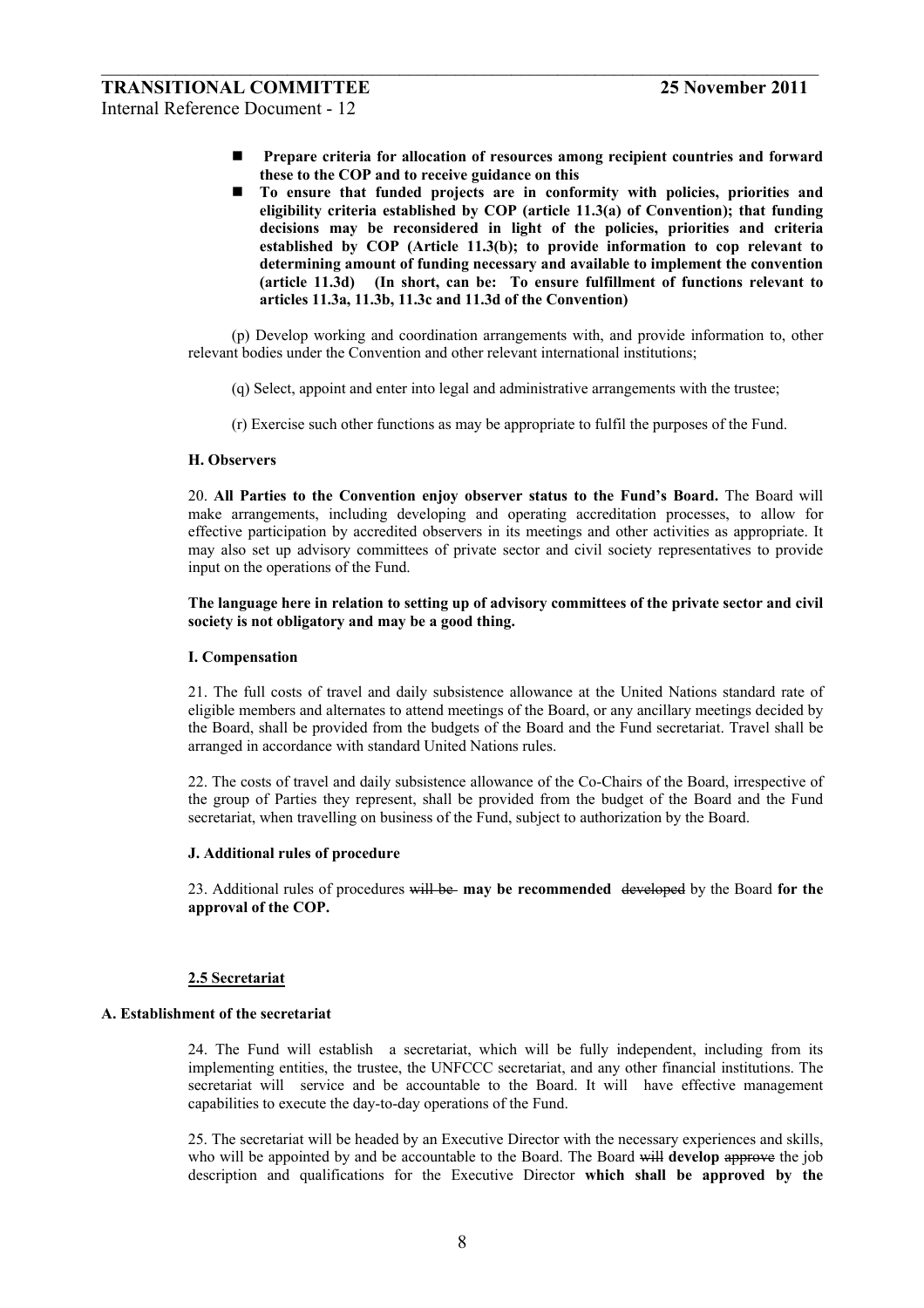- **Prepare criteria for allocation of resources among recipient countries and forward these to the COP and to receive guidance on this**
- **To ensure that funded projects are in conformity with policies, priorities and eligibility criteria established by COP (article 11.3(a) of Convention); that funding decisions may be reconsidered in light of the policies, priorities and criteria established by COP (Article 11.3(b); to provide information to cop relevant to determining amount of funding necessary and available to implement the convention (article 11.3d) (In short, can be: To ensure fulfillment of functions relevant to articles 11.3a, 11.3b, 11.3c and 11.3d of the Convention)**

(p) Develop working and coordination arrangements with, and provide information to, other relevant bodies under the Convention and other relevant international institutions;

(q) Select, appoint and enter into legal and administrative arrangements with the trustee;

(r) Exercise such other functions as may be appropriate to fulfil the purposes of the Fund.

#### H. Observers

20. **All Parties to the Convention enjoy observer status to the Fund's Board.** The Board will make arrangements, including developing and operating accreditation processes, to allow for effective participation by accredited observers in its meetings and other activities as appropriate. It may also set up advisory committees of private sector and civil society representatives to provide input on the operations of the Fund.

**The language here in relation to setting up of advisory committees of the private sector and civil society is not obligatory and may be a good thing.**

#### I. Compensation

21. The full costs of travel and daily subsistence allowance at the United Nations standard rate of eligible members and alternates to attend meetings of the Board, or any ancillary meetings decided by the Board, shall be provided from the budgets of the Board and the Fund secretariat. Travel shall be arranged in accordance with standard United Nations rules.

22. The costs of travel and daily subsistence allowance of the Co-Chairs of the Board, irrespective of the group of Parties they represent, shall be provided from the budget of the Board and the Fund secretariat, when travelling on business of the Fund, subject to authorization by the Board.

#### J. Additional rules of procedure

23. Additional rules of procedures ~~will be~~ **may be recommended** ~~developed~~ by the Board **for the approval of the COP.**

### 2.5 Secretariat

#### A. Establishment of the secretariat

24. The Fund will establish a secretariat, which will be fully independent, including from its implementing entities, the trustee, the UNFCCC secretariat, and any other financial institutions. The secretariat will service and be accountable to the Board. It will have effective management capabilities to execute the day-to-day operations of the Fund.

25. The secretariat will be headed by an Executive Director with the necessary experiences and skills, who will be appointed by and be accountable to the Board. The Board ~~will~~ **develop** ~~approve~~ the job description and qualifications for the Executive Director **which shall be approved by the**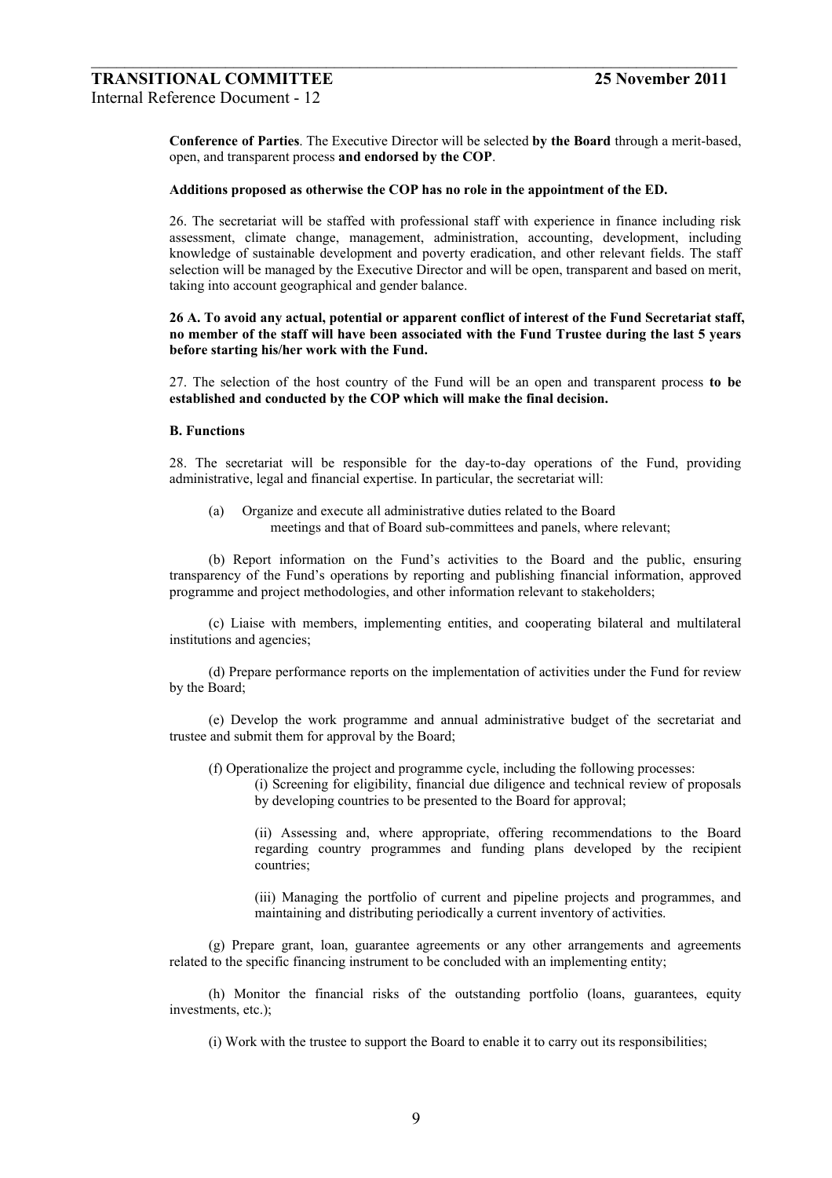**Conference of Parties**. The Executive Director will be selected **by the Board** through a merit-based, open, and transparent process **and endorsed by the COP**.

**Additions proposed as otherwise the COP has no role in the appointment of the ED.**

26. The secretariat will be staffed with professional staff with experience in finance including risk assessment, climate change, management, administration, accounting, development, including knowledge of sustainable development and poverty eradication, and other relevant fields. The staff selection will be managed by the Executive Director and will be open, transparent and based on merit, taking into account geographical and gender balance.

**26 A. To avoid any actual, potential or apparent conflict of interest of the Fund Secretariat staff, no member of the staff will have been associated with the Fund Trustee during the last 5 years before starting his/her work with the Fund.**

27. The selection of the host country of the Fund will be an open and transparent process **to be established and conducted by the COP which will make the final decision.**

**B. Functions**

28. The secretariat will be responsible for the day-to-day operations of the Fund, providing administrative, legal and financial expertise. In particular, the secretariat will:

(a) Organize and execute all administrative duties related to the Board meetings and that of Board sub-committees and panels, where relevant;

(b) Report information on the Fund's activities to the Board and the public, ensuring transparency of the Fund's operations by reporting and publishing financial information, approved programme and project methodologies, and other information relevant to stakeholders;

(c) Liaise with members, implementing entities, and cooperating bilateral and multilateral institutions and agencies;

(d) Prepare performance reports on the implementation of activities under the Fund for review by the Board;

(e) Develop the work programme and annual administrative budget of the secretariat and trustee and submit them for approval by the Board;

(f) Operationalize the project and programme cycle, including the following processes:

(i) Screening for eligibility, financial due diligence and technical review of proposals by developing countries to be presented to the Board for approval;

(ii) Assessing and, where appropriate, offering recommendations to the Board regarding country programmes and funding plans developed by the recipient countries;

(iii) Managing the portfolio of current and pipeline projects and programmes, and maintaining and distributing periodically a current inventory of activities.

(g) Prepare grant, loan, guarantee agreements or any other arrangements and agreements related to the specific financing instrument to be concluded with an implementing entity;

(h) Monitor the financial risks of the outstanding portfolio (loans, guarantees, equity investments, etc.);

(i) Work with the trustee to support the Board to enable it to carry out its responsibilities;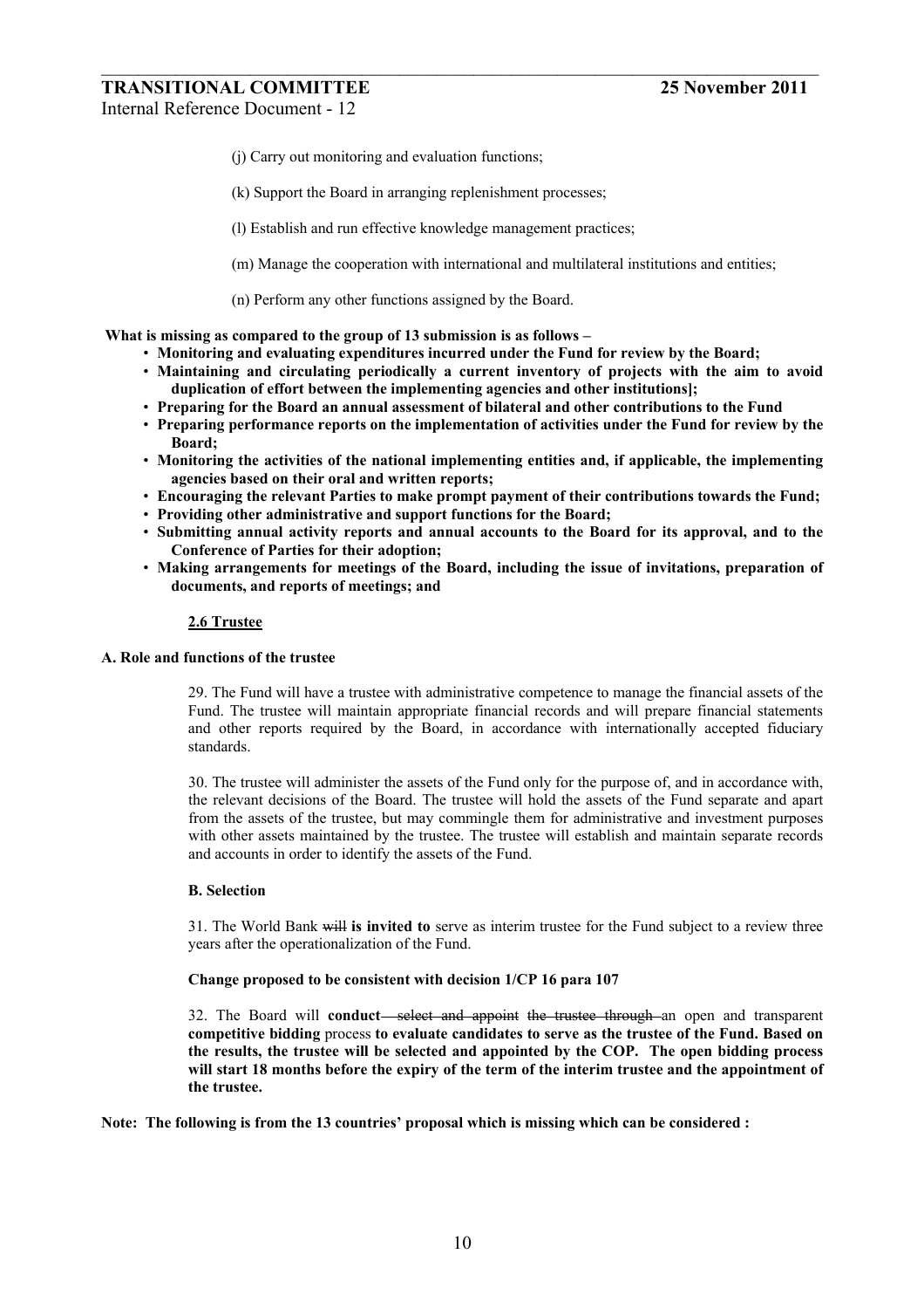(j) Carry out monitoring and evaluation functions;

(k) Support the Board in arranging replenishment processes;

(l) Establish and run effective knowledge management practices;

(m) Manage the cooperation with international and multilateral institutions and entities;

(n) Perform any other functions assigned by the Board.

**What is missing as compared to the group of 13 submission is as follows –**

- **Monitoring and evaluating expenditures incurred under the Fund for review by the Board;**
- **Maintaining and circulating periodically a current inventory of projects with the aim to avoid duplication of effort between the implementing agencies and other institutions];**
- **Preparing for the Board an annual assessment of bilateral and other contributions to the Fund**
- **Preparing performance reports on the implementation of activities under the Fund for review by the Board;**
- **Monitoring the activities of the national implementing entities and, if applicable, the implementing agencies based on their oral and written reports;**
- **Encouraging the relevant Parties to make prompt payment of their contributions towards the Fund;**
- **Providing other administrative and support functions for the Board;**
- **Submitting annual activity reports and annual accounts to the Board for its approval, and to the Conference of Parties for their adoption;**
- **Making arrangements for meetings of the Board, including the issue of invitations, preparation of documents, and reports of meetings; and**

## 2.6 Trustee

### A. Role and functions of the trustee

29. The Fund will have a trustee with administrative competence to manage the financial assets of the Fund. The trustee will maintain appropriate financial records and will prepare financial statements and other reports required by the Board, in accordance with internationally accepted fiduciary standards.

30. The trustee will administer the assets of the Fund only for the purpose of, and in accordance with, the relevant decisions of the Board. The trustee will hold the assets of the Fund separate and apart from the assets of the trustee, but may commingle them for administrative and investment purposes with other assets maintained by the trustee. The trustee will establish and maintain separate records and accounts in order to identify the assets of the Fund.

### B. Selection

31. The World Bank ~~will~~ **is invited to** serve as interim trustee for the Fund subject to a review three years after the operationalization of the Fund.

**Change proposed to be consistent with decision 1/CP 16 para 107**

32. The Board will **conduct** ~~select and appoint~~ ~~the trustee through~~ an open and transparent **competitive bidding** process **to evaluate candidates to serve as the trustee of the Fund. Based on the results, the trustee will be selected and appointed by the COP. The open bidding process will start 18 months before the expiry of the term of the interim trustee and the appointment of the trustee.**

**Note: The following is from the 13 countries' proposal which is missing which can be considered :**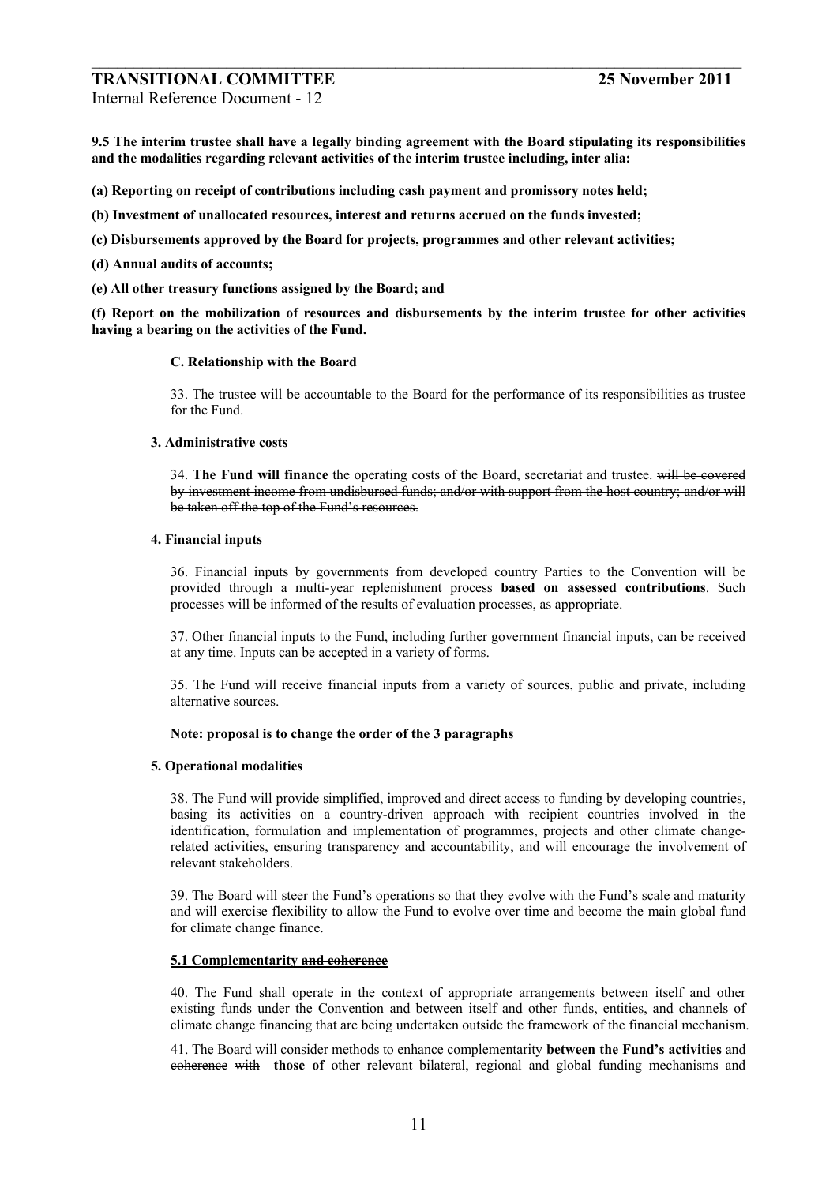**9.5 The interim trustee shall have a legally binding agreement with the Board stipulating its responsibilities and the modalities regarding relevant activities of the interim trustee including, inter alia:**

**(a) Reporting on receipt of contributions including cash payment and promissory notes held;**

**(b) Investment of unallocated resources, interest and returns accrued on the funds invested;**

**(c) Disbursements approved by the Board for projects, programmes and other relevant activities;**

**(d) Annual audits of accounts;**

**(e) All other treasury functions assigned by the Board; and**

**(f) Report on the mobilization of resources and disbursements by the interim trustee for other activities having a bearing on the activities of the Fund.**

**C. Relationship with the Board**

33. The trustee will be accountable to the Board for the performance of its responsibilities as trustee for the Fund.

**3. Administrative costs**

34. **The Fund will finance** the operating costs of the Board, secretariat and trustee. ~~will be covered by investment income from undisbursed funds; and/or with support from the host country; and/or will be taken off the top of the Fund's resources.~~

**4. Financial inputs**

36. Financial inputs by governments from developed country Parties to the Convention will be provided through a multi-year replenishment process **based on assessed contributions**. Such processes will be informed of the results of evaluation processes, as appropriate.

37. Other financial inputs to the Fund, including further government financial inputs, can be received at any time. Inputs can be accepted in a variety of forms.

35. The Fund will receive financial inputs from a variety of sources, public and private, including alternative sources.

**Note: proposal is to change the order of the 3 paragraphs**

**5. Operational modalities**

38. The Fund will provide simplified, improved and direct access to funding by developing countries, basing its activities on a country-driven approach with recipient countries involved in the identification, formulation and implementation of programmes, projects and other climate change-related activities, ensuring transparency and accountability, and will encourage the involvement of relevant stakeholders.

39. The Board will steer the Fund's operations so that they evolve with the Fund's scale and maturity and will exercise flexibility to allow the Fund to evolve over time and become the main global fund for climate change finance.

**5.1 Complementarity ~~and coherence~~**

40. The Fund shall operate in the context of appropriate arrangements between itself and other existing funds under the Convention and between itself and other funds, entities, and channels of climate change financing that are being undertaken outside the framework of the financial mechanism.

41. The Board will consider methods to enhance complementarity **between the Fund's activities** and ~~coherence with~~ **those of** other relevant bilateral, regional and global funding mechanisms and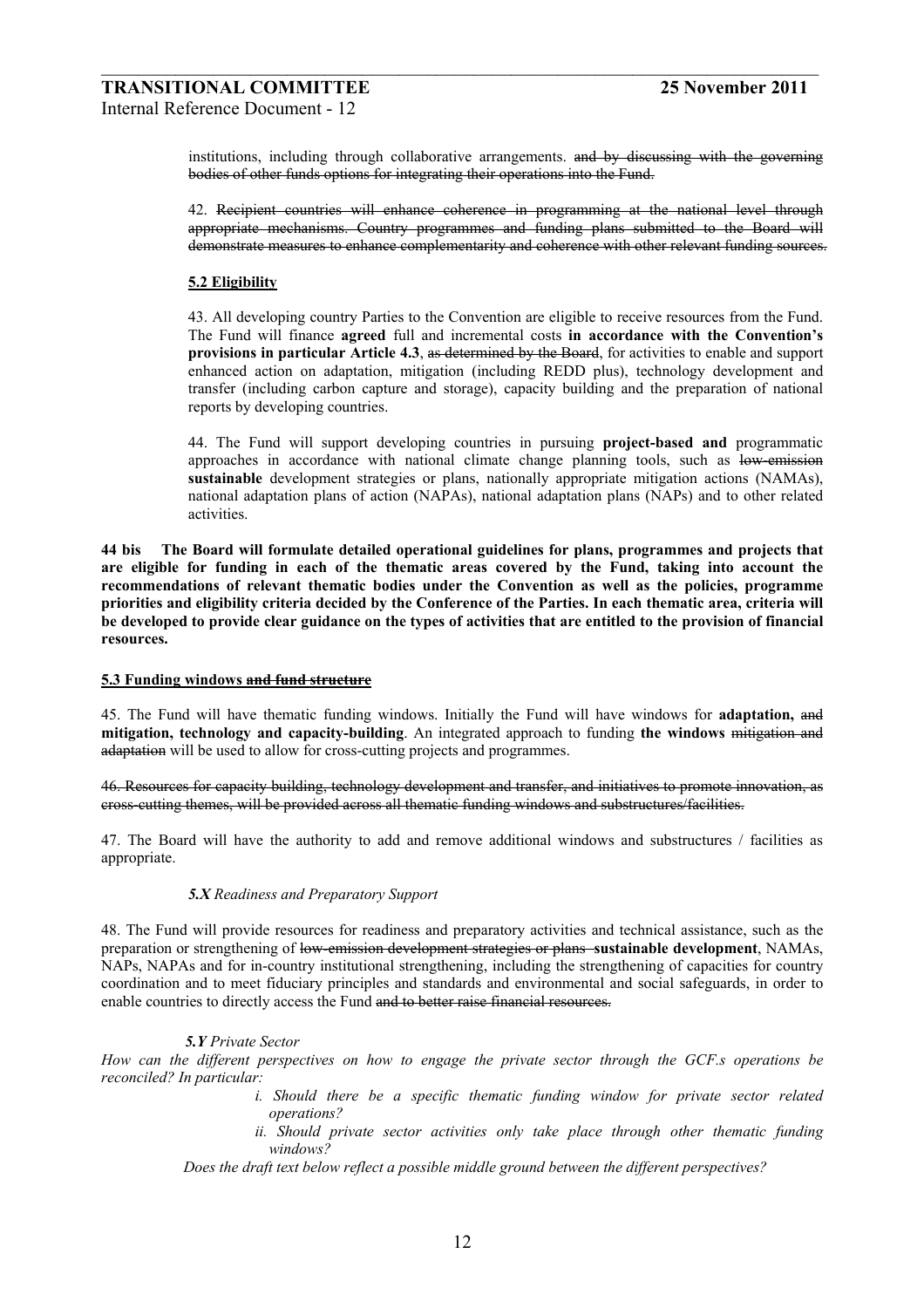institutions, including through collaborative arrangements. ~~and by discussing with the governing bodies of other funds options for integrating their operations into the Fund.~~

42. ~~Recipient countries will enhance coherence in programming at the national level through appropriate mechanisms. Country programmes and funding plans submitted to the Board will demonstrate measures to enhance complementarity and coherence with other relevant funding sources.~~

**5.2 Eligibility**

43. All developing country Parties to the Convention are eligible to receive resources from the Fund. The Fund will finance **agreed** full and incremental costs **in accordance with the Convention's provisions in particular Article 4.3**, ~~as determined by the Board~~, for activities to enable and support enhanced action on adaptation, mitigation (including REDD plus), technology development and transfer (including carbon capture and storage), capacity building and the preparation of national reports by developing countries.

44. The Fund will support developing countries in pursuing **project-based and** programmatic approaches in accordance with national climate change planning tools, such as ~~low-emission~~ **sustainable** development strategies or plans, nationally appropriate mitigation actions (NAMAs), national adaptation plans of action (NAPAs), national adaptation plans (NAPs) and to other related activities.

**44 bis The Board will formulate detailed operational guidelines for plans, programmes and projects that are eligible for funding in each of the thematic areas covered by the Fund, taking into account the recommendations of relevant thematic bodies under the Convention as well as the policies, programme priorities and eligibility criteria decided by the Conference of the Parties. In each thematic area, criteria will be developed to provide clear guidance on the types of activities that are entitled to the provision of financial resources.**

**5.3 Funding windows ~~and fund structure~~**

45. The Fund will have thematic funding windows. Initially the Fund will have windows for **adaptation,** ~~and~~ **mitigation, technology and capacity-building**. An integrated approach to funding **the windows** ~~mitigation and adaptation~~ will be used to allow for cross-cutting projects and programmes.

~~46. Resources for capacity building, technology development and transfer, and initiatives to promote innovation, as cross-cutting themes, will be provided across all thematic funding windows and substructures/facilities.~~

47. The Board will have the authority to add and remove additional windows and substructures / facilities as appropriate.

***5.X** Readiness and Preparatory Support*

48. The Fund will provide resources for readiness and preparatory activities and technical assistance, such as the preparation or strengthening of ~~low-emission development strategies or plans~~ **sustainable development**, NAMAs, NAPs, NAPAs and for in-country institutional strengthening, including the strengthening of capacities for country coordination and to meet fiduciary principles and standards and environmental and social safeguards, in order to enable countries to directly access the Fund ~~and to better raise financial resources.~~

***5.Y** Private Sector*

*How can the different perspectives on how to engage the private sector through the GCF.s operations be reconciled? In particular:*

- *i. Should there be a specific thematic funding window for private sector related operations?*
- *ii. Should private sector activities only take place through other thematic funding windows?*

*Does the draft text below reflect a possible middle ground between the different perspectives?*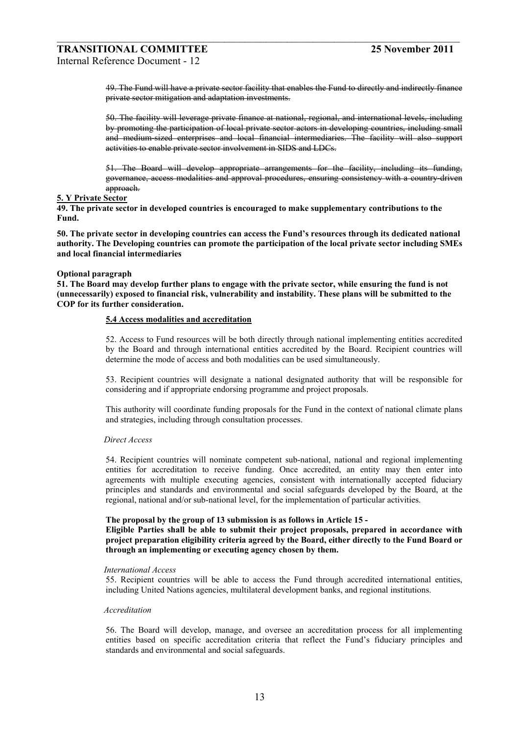~~49. The Fund will have a private sector facility that enables the Fund to directly and indirectly finance private sector mitigation and adaptation investments.~~

~~50. The facility will leverage private finance at national, regional, and international levels, including by promoting the participation of local private sector actors in developing countries, including small and medium-sized enterprises and local financial intermediaries. The facility will also support activities to enable private sector involvement in SIDS and LDCs.~~

~~51. The Board will develop appropriate arrangements for the facility, including its funding, governance, access modalities and approval procedures, ensuring consistency with a country-driven approach.~~

**5. Y Private Sector**

**49. The private sector in developed countries is encouraged to make supplementary contributions to the Fund.**

**50. The private sector in developing countries can access the Fund's resources through its dedicated national authority. The Developing countries can promote the participation of the local private sector including SMEs and local financial intermediaries**

**Optional paragraph**

**51. The Board may develop further plans to engage with the private sector, while ensuring the fund is not (unnecessarily) exposed to financial risk, vulnerability and instability. These plans will be submitted to the COP for its further consideration.**

### 5.4 Access modalities and accreditation

52. Access to Fund resources will be both directly through national implementing entities accredited by the Board and through international entities accredited by the Board. Recipient countries will determine the mode of access and both modalities can be used simultaneously.

53. Recipient countries will designate a national designated authority that will be responsible for considering and if appropriate endorsing programme and project proposals.

This authority will coordinate funding proposals for the Fund in the context of national climate plans and strategies, including through consultation processes.

*Direct Access*

54. Recipient countries will nominate competent sub-national, national and regional implementing entities for accreditation to receive funding. Once accredited, an entity may then enter into agreements with multiple executing agencies, consistent with internationally accepted fiduciary principles and standards and environmental and social safeguards developed by the Board, at the regional, national and/or sub-national level, for the implementation of particular activities.

**The proposal by the group of 13 submission is as follows in Article 15 -**
**Eligible Parties shall be able to submit their project proposals, prepared in accordance with project preparation eligibility criteria agreed by the Board, either directly to the Fund Board or through an implementing or executing agency chosen by them.**

*International Access*

55. Recipient countries will be able to access the Fund through accredited international entities, including United Nations agencies, multilateral development banks, and regional institutions.

*Accreditation*

56. The Board will develop, manage, and oversee an accreditation process for all implementing entities based on specific accreditation criteria that reflect the Fund's fiduciary principles and standards and environmental and social safeguards.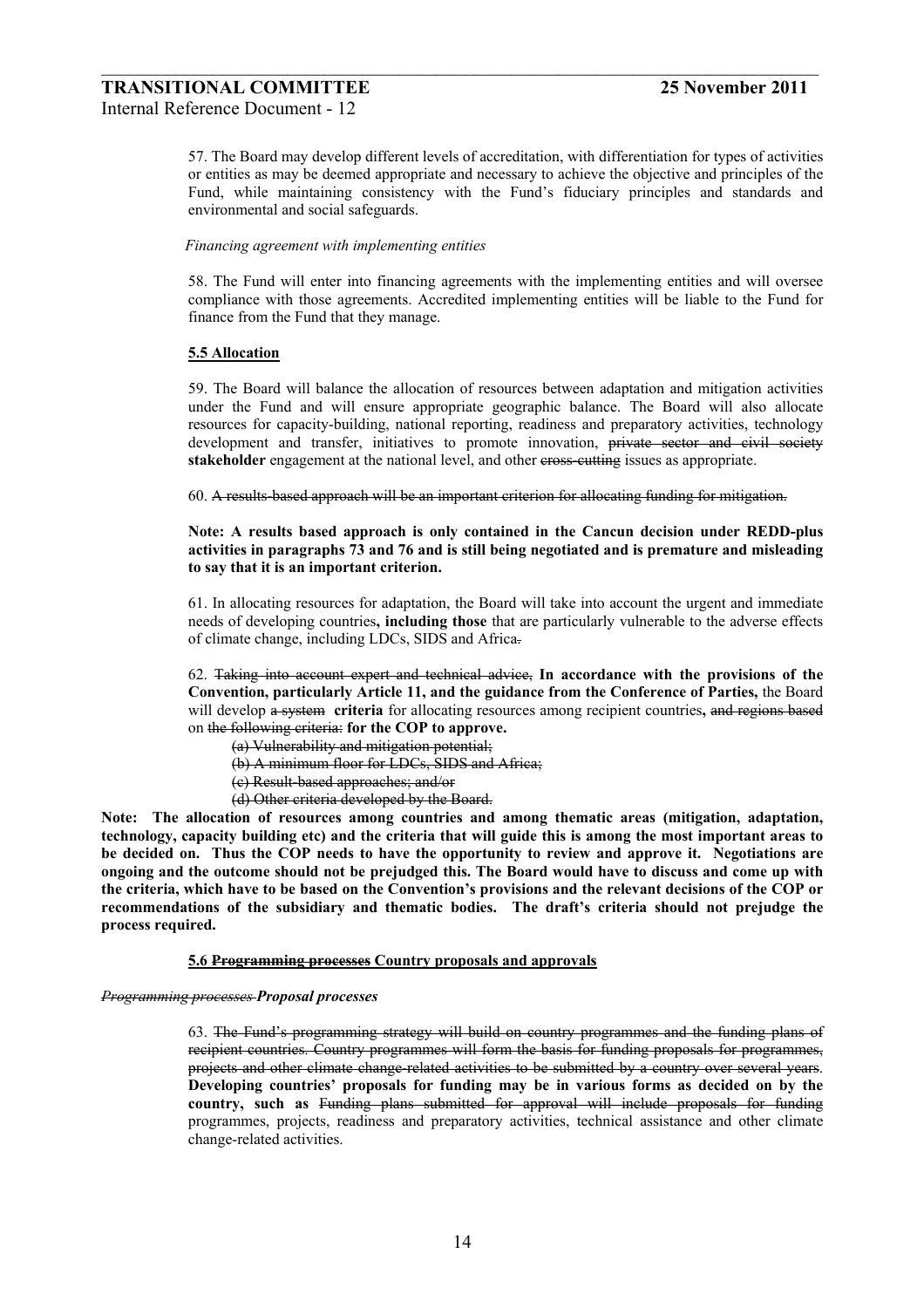57. The Board may develop different levels of accreditation, with differentiation for types of activities or entities as may be deemed appropriate and necessary to achieve the objective and principles of the Fund, while maintaining consistency with the Fund's fiduciary principles and standards and environmental and social safeguards.

*Financing agreement with implementing entities*

58. The Fund will enter into financing agreements with the implementing entities and will oversee compliance with those agreements. Accredited implementing entities will be liable to the Fund for finance from the Fund that they manage.

**5.5 Allocation**

59. The Board will balance the allocation of resources between adaptation and mitigation activities under the Fund and will ensure appropriate geographic balance. The Board will also allocate resources for capacity-building, national reporting, readiness and preparatory activities, technology development and transfer, initiatives to promote innovation, ~~private sector and civil society~~ **stakeholder** engagement at the national level, and other ~~cross-cutting~~ issues as appropriate.

60. ~~A results-based approach will be an important criterion for allocating funding for mitigation.~~

**Note: A results based approach is only contained in the Cancun decision under REDD-plus activities in paragraphs 73 and 76 and is still being negotiated and is premature and misleading to say that it is an important criterion.**

61. In allocating resources for adaptation, the Board will take into account the urgent and immediate needs of developing countries**, including those** that are particularly vulnerable to the adverse effects of climate change, including LDCs, SIDS and Africa~~.~~

62. ~~Taking into account expert and technical advice,~~ **In accordance with the provisions of the Convention, particularly Article 11, and the guidance from the Conference of Parties,** the Board will develop ~~a system~~ **criteria** for allocating resources among recipient countries**,** ~~and regions based~~ on ~~the following criteria:~~ **for the COP to approve.**

~~(a) Vulnerability and mitigation potential;~~

~~(b) A minimum floor for LDCs, SIDS and Africa;~~

~~(c) Result-based approaches; and/or~~

~~(d) Other criteria developed by the Board.~~

**Note: The allocation of resources among countries and among thematic areas (mitigation, adaptation, technology, capacity building etc) and the criteria that will guide this is among the most important areas to be decided on. Thus the COP needs to have the opportunity to review and approve it. Negotiations are ongoing and the outcome should not be prejudged this. The Board would have to discuss and come up with the criteria, which have to be based on the Convention's provisions and the relevant decisions of the COP or recommendations of the subsidiary and thematic bodies. The draft's criteria should not prejudge the process required.**

**5.6 ~~Programming processes~~ Country proposals and approvals**

*~~Programming processes~~* ***Proposal processes***

63. ~~The Fund's programming strategy will build on country programmes and the funding plans of recipient countries. Country programmes will form the basis for funding proposals for programmes, projects and other climate change-related activities to be submitted by a country over several years.~~ **Developing countries' proposals for funding may be in various forms as decided on by the country, such as** ~~Funding plans submitted for approval will include proposals for funding~~ programmes, projects, readiness and preparatory activities, technical assistance and other climate change-related activities.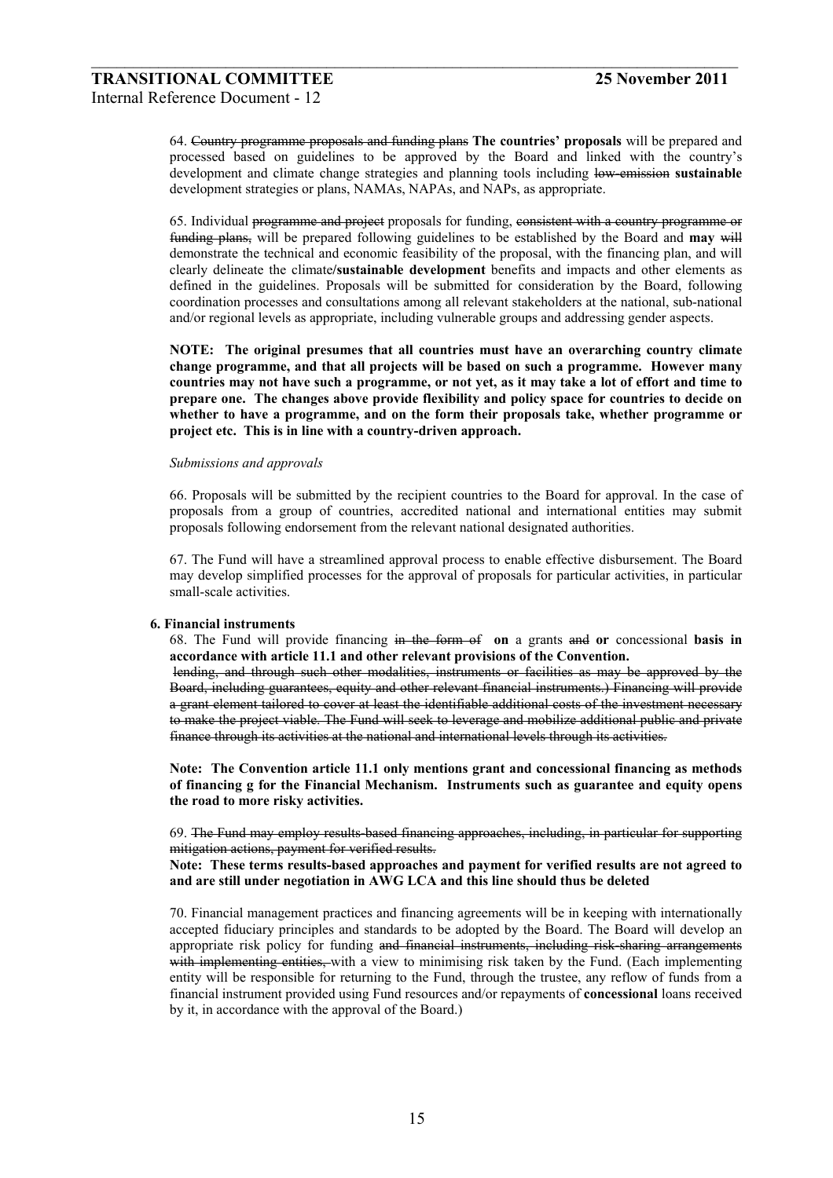64. ~~Country programme proposals and funding plans~~ **The countries' proposals** will be prepared and processed based on guidelines to be approved by the Board and linked with the country's development and climate change strategies and planning tools including ~~low-emission~~ **sustainable** development strategies or plans, NAMAs, NAPAs, and NAPs, as appropriate.

65. Individual ~~programme and project~~ proposals for funding, ~~consistent with a country programme or funding plans,~~ will be prepared following guidelines to be established by the Board and **may** ~~will~~ demonstrate the technical and economic feasibility of the proposal, with the financing plan, and will clearly delineate the climate**/sustainable development** benefits and impacts and other elements as defined in the guidelines. Proposals will be submitted for consideration by the Board, following coordination processes and consultations among all relevant stakeholders at the national, sub-national and/or regional levels as appropriate, including vulnerable groups and addressing gender aspects.

**NOTE: The original presumes that all countries must have an overarching country climate change programme, and that all projects will be based on such a programme. However many countries may not have such a programme, or not yet, as it may take a lot of effort and time to prepare one. The changes above provide flexibility and policy space for countries to decide on whether to have a programme, and on the form their proposals take, whether programme or project etc. This is in line with a country-driven approach.**

*Submissions and approvals*

66. Proposals will be submitted by the recipient countries to the Board for approval. In the case of proposals from a group of countries, accredited national and international entities may submit proposals following endorsement from the relevant national designated authorities.

67. The Fund will have a streamlined approval process to enable effective disbursement. The Board may develop simplified processes for the approval of proposals for particular activities, in particular small-scale activities.

### 6. Financial instruments

68. The Fund will provide financing ~~in the form of~~ **on** a grants ~~and~~ **or** concessional **basis in accordance with article 11.1 and other relevant provisions of the Convention.**
~~lending, and through such other modalities, instruments or facilities as may be approved by the Board, including guarantees, equity and other relevant financial instruments.) Financing will provide a grant element tailored to cover at least the identifiable additional costs of the investment necessary to make the project viable. The Fund will seek to leverage and mobilize additional public and private finance through its activities at the national and international levels through its activities.~~

**Note: The Convention article 11.1 only mentions grant and concessional financing as methods of financing g for the Financial Mechanism. Instruments such as guarantee and equity opens the road to more risky activities.**

69. ~~The Fund may employ results-based financing approaches, including, in particular for supporting mitigation actions, payment for verified results.~~
**Note: These terms results-based approaches and payment for verified results are not agreed to and are still under negotiation in AWG LCA and this line should thus be deleted**

70. Financial management practices and financing agreements will be in keeping with internationally accepted fiduciary principles and standards to be adopted by the Board. The Board will develop an appropriate risk policy for funding ~~and financial instruments, including risk-sharing arrangements with implementing entities,~~ with a view to minimising risk taken by the Fund. (Each implementing entity will be responsible for returning to the Fund, through the trustee, any reflow of funds from a financial instrument provided using Fund resources and/or repayments of **concessional** loans received by it, in accordance with the approval of the Board.)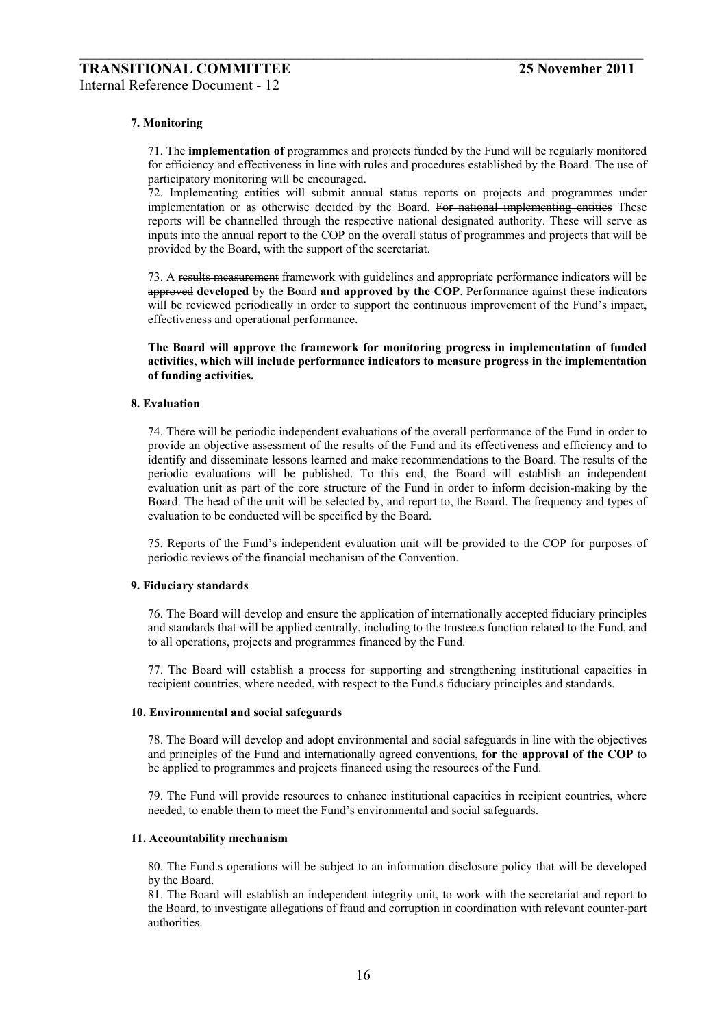### 7. Monitoring

71. The **implementation of** programmes and projects funded by the Fund will be regularly monitored for efficiency and effectiveness in line with rules and procedures established by the Board. The use of participatory monitoring will be encouraged.

72. Implementing entities will submit annual status reports on projects and programmes under implementation or as otherwise decided by the Board. ~~For national implementing entities~~ These reports will be channelled through the respective national designated authority. These will serve as inputs into the annual report to the COP on the overall status of programmes and projects that will be provided by the Board, with the support of the secretariat.

73. A ~~results measurement~~ framework with guidelines and appropriate performance indicators will be ~~approved~~ **developed** by the Board **and approved by the COP**. Performance against these indicators will be reviewed periodically in order to support the continuous improvement of the Fund's impact, effectiveness and operational performance.

**The Board will approve the framework for monitoring progress in implementation of funded activities, which will include performance indicators to measure progress in the implementation of funding activities.**

### 8. Evaluation

74. There will be periodic independent evaluations of the overall performance of the Fund in order to provide an objective assessment of the results of the Fund and its effectiveness and efficiency and to identify and disseminate lessons learned and make recommendations to the Board. The results of the periodic evaluations will be published. To this end, the Board will establish an independent evaluation unit as part of the core structure of the Fund in order to inform decision-making by the Board. The head of the unit will be selected by, and report to, the Board. The frequency and types of evaluation to be conducted will be specified by the Board.

75. Reports of the Fund's independent evaluation unit will be provided to the COP for purposes of periodic reviews of the financial mechanism of the Convention.

### 9. Fiduciary standards

76. The Board will develop and ensure the application of internationally accepted fiduciary principles and standards that will be applied centrally, including to the trustee.s function related to the Fund, and to all operations, projects and programmes financed by the Fund.

77. The Board will establish a process for supporting and strengthening institutional capacities in recipient countries, where needed, with respect to the Fund.s fiduciary principles and standards.

### 10. Environmental and social safeguards

78. The Board will develop ~~and adopt~~ environmental and social safeguards in line with the objectives and principles of the Fund and internationally agreed conventions, **for the approval of the COP** to be applied to programmes and projects financed using the resources of the Fund.

79. The Fund will provide resources to enhance institutional capacities in recipient countries, where needed, to enable them to meet the Fund's environmental and social safeguards.

### 11. Accountability mechanism

80. The Fund.s operations will be subject to an information disclosure policy that will be developed by the Board.

81. The Board will establish an independent integrity unit, to work with the secretariat and report to the Board, to investigate allegations of fraud and corruption in coordination with relevant counter-part authorities.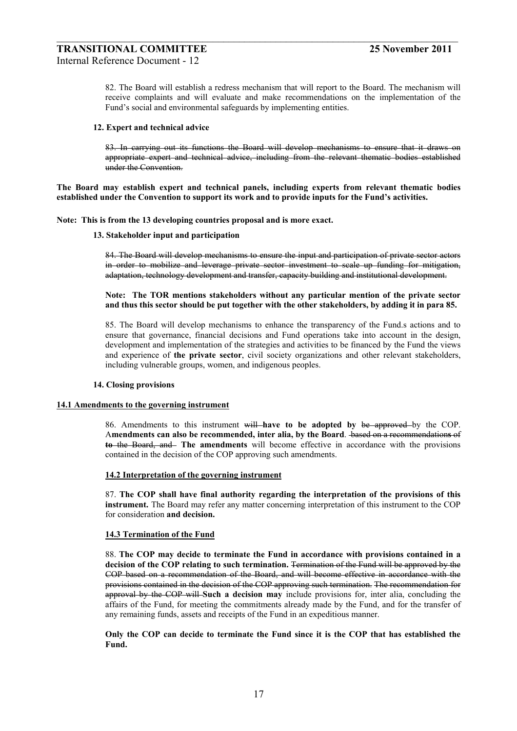82. The Board will establish a redress mechanism that will report to the Board. The mechanism will receive complaints and will evaluate and make recommendations on the implementation of the Fund's social and environmental safeguards by implementing entities.

#### 12. Expert and technical advice

~~83. In carrying out its functions the Board will develop mechanisms to ensure that it draws on appropriate expert and technical advice, including from the relevant thematic bodies established under the Convention.~~

**The Board may establish expert and technical panels, including experts from relevant thematic bodies established under the Convention to support its work and to provide inputs for the Fund's activities.**

**Note: This is from the 13 developing countries proposal and is more exact.**

#### 13. Stakeholder input and participation

~~84. The Board will develop mechanisms to ensure the input and participation of private sector actors in order to mobilize and leverage private sector investment to scale up funding for mitigation, adaptation, technology development and transfer, capacity building and institutional development.~~

**Note: The TOR mentions stakeholders without any particular mention of the private sector and thus this sector should be put together with the other stakeholders, by adding it in para 85.**

85. The Board will develop mechanisms to enhance the transparency of the Fund.s actions and to ensure that governance, financial decisions and Fund operations take into account in the design, development and implementation of the strategies and activities to be financed by the Fund the views and experience of **the private sector**, civil society organizations and other relevant stakeholders, including vulnerable groups, women, and indigenous peoples.

#### 14. Closing provisions

**14.1 Amendments to the governing instrument**

86. Amendments to this instrument ~~will~~ **have to be adopted by** ~~be approved~~ by the COP. A**mendments can also be recommended, inter alia, by the Board**. ~~based on a recommendations of~~ ~~**to**~~ ~~the Board, and~~ **The amendments** will become effective in accordance with the provisions contained in the decision of the COP approving such amendments.

**14.2 Interpretation of the governing instrument**

87. **The COP shall have final authority regarding the interpretation of the provisions of this instrument.** The Board may refer any matter concerning interpretation of this instrument to the COP for consideration **and decision.**

**14.3 Termination of the Fund**

88. **The COP may decide to terminate the Fund in accordance with provisions contained in a decision of the COP relating to such termination.** ~~Termination of the Fund will be approved by the COP based on a recommendation of the Board, and will become effective in accordance with the provisions contained in the decision of the COP approving such termination. The recommendation for approval by the COP will~~ **Such a decision may** include provisions for, inter alia, concluding the affairs of the Fund, for meeting the commitments already made by the Fund, and for the transfer of any remaining funds, assets and receipts of the Fund in an expeditious manner.

**Only the COP can decide to terminate the Fund since it is the COP that has established the Fund.**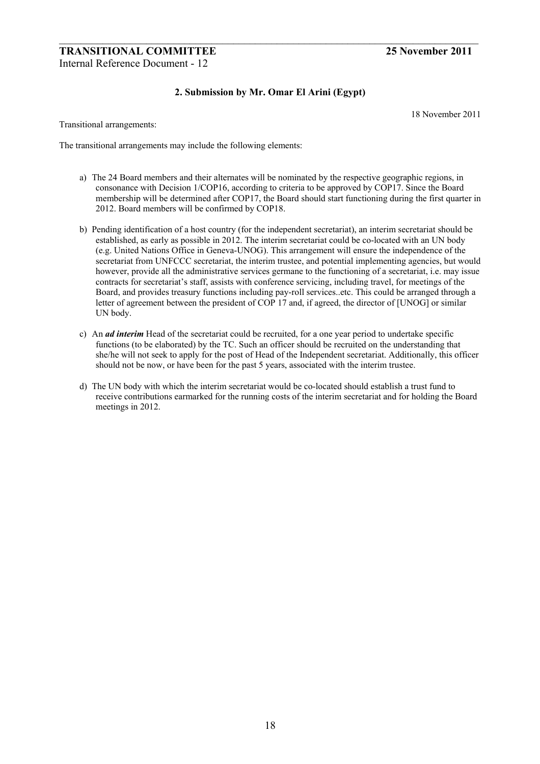## 2. Submission by Mr. Omar El Arini (Egypt)

18 November 2011

Transitional arrangements:

The transitional arrangements may include the following elements:

a) The 24 Board members and their alternates will be nominated by the respective geographic regions, in consonance with Decision 1/COP16, according to criteria to be approved by COP17. Since the Board membership will be determined after COP17, the Board should start functioning during the first quarter in 2012. Board members will be confirmed by COP18.

b) Pending identification of a host country (for the independent secretariat), an interim secretariat should be established, as early as possible in 2012. The interim secretariat could be co-located with an UN body (e.g. United Nations Office in Geneva-UNOG). This arrangement will ensure the independence of the secretariat from UNFCCC secretariat, the interim trustee, and potential implementing agencies, but would however, provide all the administrative services germane to the functioning of a secretariat, i.e. may issue contracts for secretariat's staff, assists with conference servicing, including travel, for meetings of the Board, and provides treasury functions including pay-roll services..etc. This could be arranged through a letter of agreement between the president of COP 17 and, if agreed, the director of [UNOG] or similar UN body.

c) An ***ad interim*** Head of the secretariat could be recruited, for a one year period to undertake specific functions (to be elaborated) by the TC. Such an officer should be recruited on the understanding that she/he will not seek to apply for the post of Head of the Independent secretariat. Additionally, this officer should not be now, or have been for the past 5 years, associated with the interim trustee.

d) The UN body with which the interim secretariat would be co-located should establish a trust fund to receive contributions earmarked for the running costs of the interim secretariat and for holding the Board meetings in 2012.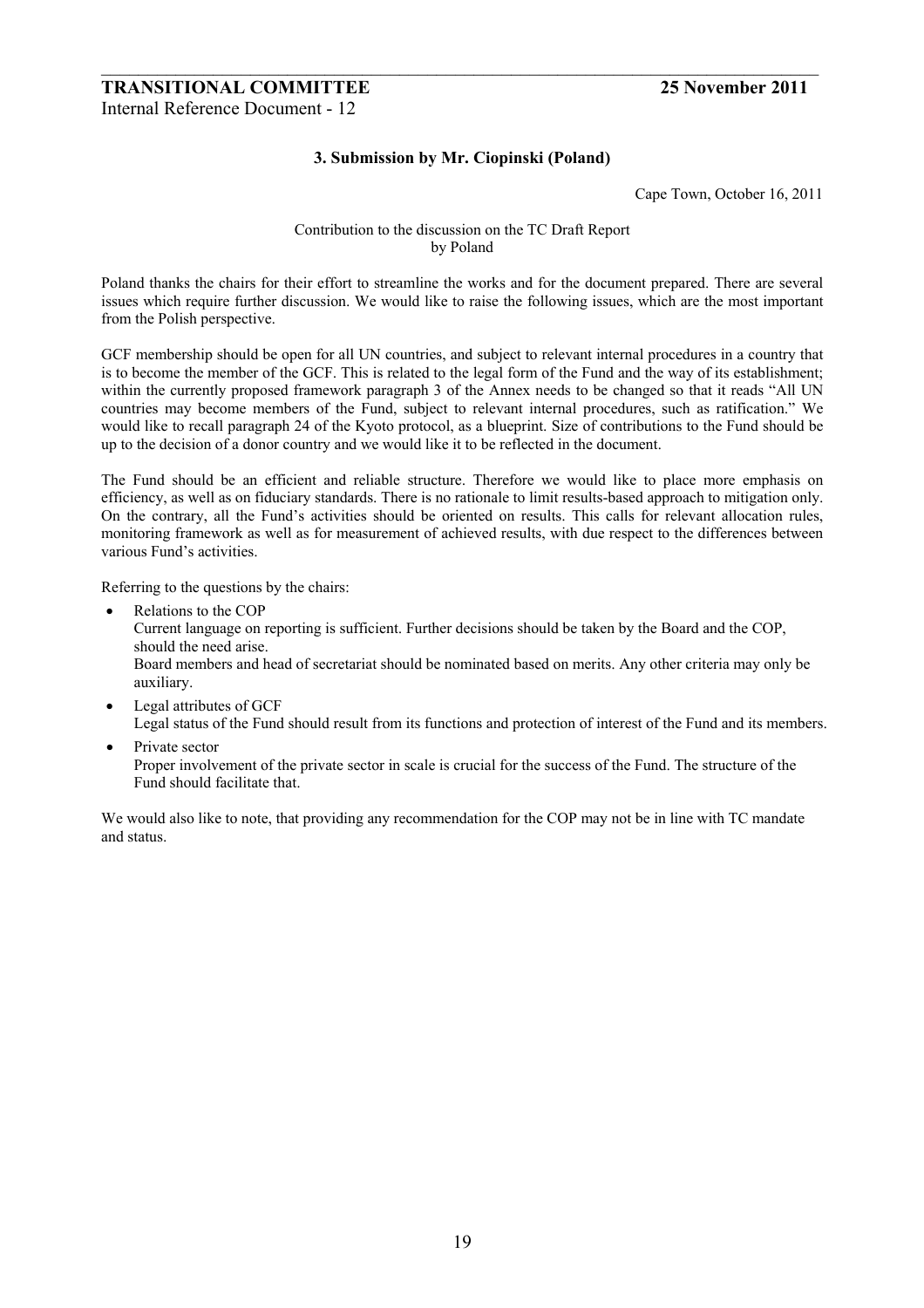### 3. Submission by Mr. Ciopinski (Poland)

Cape Town, October 16, 2011

Contribution to the discussion on the TC Draft Report
by Poland

Poland thanks the chairs for their effort to streamline the works and for the document prepared. There are several issues which require further discussion. We would like to raise the following issues, which are the most important from the Polish perspective.

GCF membership should be open for all UN countries, and subject to relevant internal procedures in a country that is to become the member of the GCF. This is related to the legal form of the Fund and the way of its establishment; within the currently proposed framework paragraph 3 of the Annex needs to be changed so that it reads "All UN countries may become members of the Fund, subject to relevant internal procedures, such as ratification." We would like to recall paragraph 24 of the Kyoto protocol, as a blueprint. Size of contributions to the Fund should be up to the decision of a donor country and we would like it to be reflected in the document.

The Fund should be an efficient and reliable structure. Therefore we would like to place more emphasis on efficiency, as well as on fiduciary standards. There is no rationale to limit results-based approach to mitigation only. On the contrary, all the Fund's activities should be oriented on results. This calls for relevant allocation rules, monitoring framework as well as for measurement of achieved results, with due respect to the differences between various Fund's activities.

Referring to the questions by the chairs:

- Relations to the COP
  Current language on reporting is sufficient. Further decisions should be taken by the Board and the COP, should the need arise.
  Board members and head of secretariat should be nominated based on merits. Any other criteria may only be auxiliary.
- Legal attributes of GCF
  Legal status of the Fund should result from its functions and protection of interest of the Fund and its members.
- Private sector
  Proper involvement of the private sector in scale is crucial for the success of the Fund. The structure of the Fund should facilitate that.

We would also like to note, that providing any recommendation for the COP may not be in line with TC mandate and status.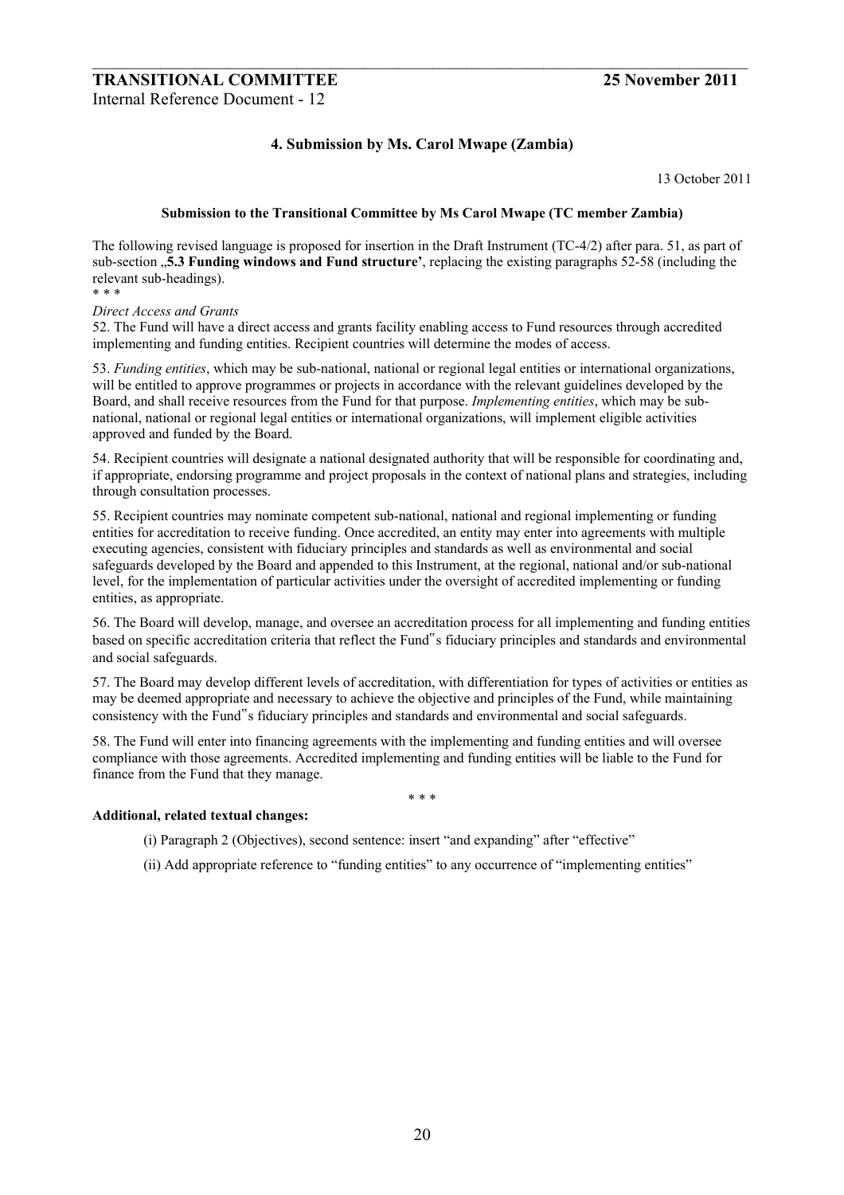## 4. Submission by Ms. Carol Mwape (Zambia)

13 October 2011

**Submission to the Transitional Committee by Ms Carol Mwape (TC member Zambia)**

The following revised language is proposed for insertion in the Draft Instrument (TC-4/2) after para. 51, as part of sub-section „**5.3 Funding windows and Fund structure'**, replacing the existing paragraphs 52-58 (including the relevant sub-headings).

\* \* \*

*Direct Access and Grants*

52. The Fund will have a direct access and grants facility enabling access to Fund resources through accredited implementing and funding entities. Recipient countries will determine the modes of access.

53. *Funding entities*, which may be sub-national, national or regional legal entities or international organizations, will be entitled to approve programmes or projects in accordance with the relevant guidelines developed by the Board, and shall receive resources from the Fund for that purpose. *Implementing entities*, which may be sub-national, national or regional legal entities or international organizations, will implement eligible activities approved and funded by the Board.

54. Recipient countries will designate a national designated authority that will be responsible for coordinating and, if appropriate, endorsing programme and project proposals in the context of national plans and strategies, including through consultation processes.

55. Recipient countries may nominate competent sub-national, national and regional implementing or funding entities for accreditation to receive funding. Once accredited, an entity may enter into agreements with multiple executing agencies, consistent with fiduciary principles and standards as well as environmental and social safeguards developed by the Board and appended to this Instrument, at the regional, national and/or sub-national level, for the implementation of particular activities under the oversight of accredited implementing or funding entities, as appropriate.

56. The Board will develop, manage, and oversee an accreditation process for all implementing and funding entities based on specific accreditation criteria that reflect the Fund‟s fiduciary principles and standards and environmental and social safeguards.

57. The Board may develop different levels of accreditation, with differentiation for types of activities or entities as may be deemed appropriate and necessary to achieve the objective and principles of the Fund, while maintaining consistency with the Fund‟s fiduciary principles and standards and environmental and social safeguards.

58. The Fund will enter into financing agreements with the implementing and funding entities and will oversee compliance with those agreements. Accredited implementing and funding entities will be liable to the Fund for finance from the Fund that they manage.

\* \* \*

**Additional, related textual changes:**

(i) Paragraph 2 (Objectives), second sentence: insert "and expanding" after "effective"

(ii) Add appropriate reference to "funding entities" to any occurrence of "implementing entities"